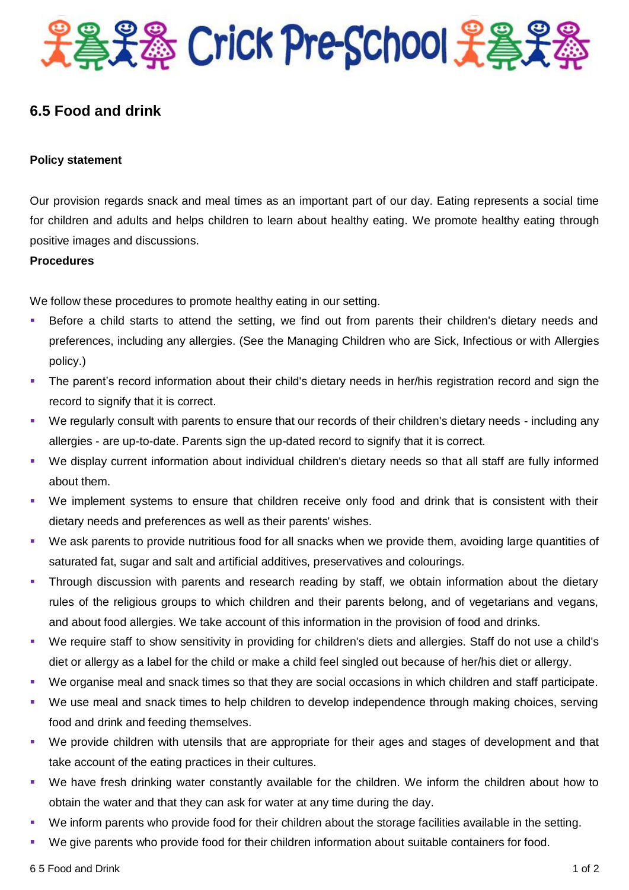# Crick Pre-School

## 6.5 Food and drink

**Policy statement**

Our provision regards snack and meal times as an important part of our day. Eating represents a social time for children and adults and helps children to learn about healthy eating. We promote healthy eating through positive images and discussions.

**Procedures**

We follow these procedures to promote healthy eating in our setting.

- Before a child starts to attend the setting, we find out from parents their children's dietary needs and preferences, including any allergies. (See the Managing Children who are Sick, Infectious or with Allergies policy.)
- The parent's record information about their child's dietary needs in her/his registration record and sign the record to signify that it is correct.
- We regularly consult with parents to ensure that our records of their children's dietary needs - including any allergies - are up-to-date. Parents sign the up-dated record to signify that it is correct.
- We display current information about individual children's dietary needs so that all staff are fully informed about them.
- We implement systems to ensure that children receive only food and drink that is consistent with their dietary needs and preferences as well as their parents' wishes.
- We ask parents to provide nutritious food for all snacks when we provide them, avoiding large quantities of saturated fat, sugar and salt and artificial additives, preservatives and colourings.
- Through discussion with parents and research reading by staff, we obtain information about the dietary rules of the religious groups to which children and their parents belong, and of vegetarians and vegans, and about food allergies. We take account of this information in the provision of food and drinks.
- We require staff to show sensitivity in providing for children's diets and allergies. Staff do not use a child's diet or allergy as a label for the child or make a child feel singled out because of her/his diet or allergy.
- We organise meal and snack times so that they are social occasions in which children and staff participate.
- We use meal and snack times to help children to develop independence through making choices, serving food and drink and feeding themselves.
- We provide children with utensils that are appropriate for their ages and stages of development and that take account of the eating practices in their cultures.
- We have fresh drinking water constantly available for the children. We inform the children about how to obtain the water and that they can ask for water at any time during the day.
- We inform parents who provide food for their children about the storage facilities available in the setting.
- We give parents who provide food for their children information about suitable containers for food.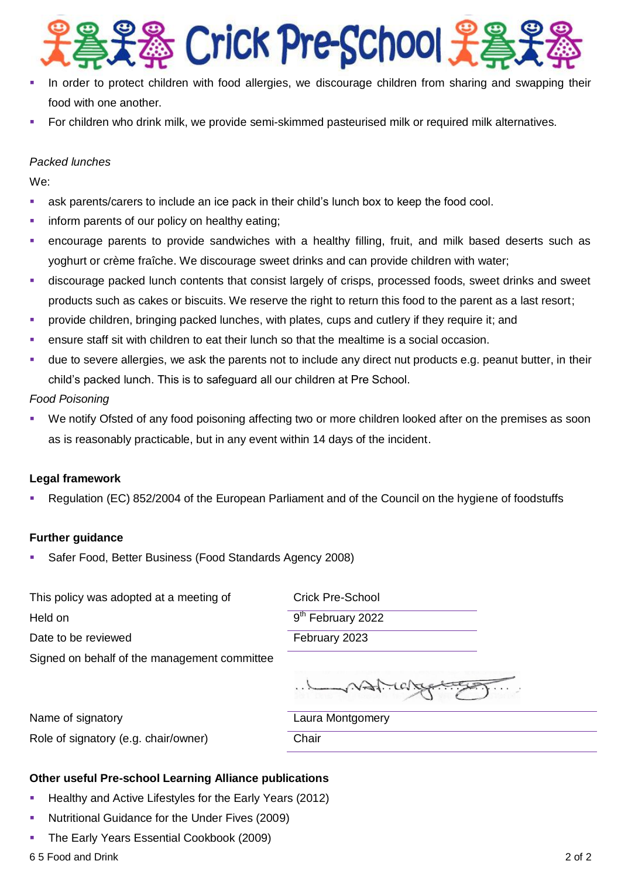- In order to protect children with food allergies, we discourage children from sharing and swapping their food with one another.
- For children who drink milk, we provide semi-skimmed pasteurised milk or required milk alternatives.

*Packed lunches*

We:

- ask parents/carers to include an ice pack in their child's lunch box to keep the food cool.
- inform parents of our policy on healthy eating;
- encourage parents to provide sandwiches with a healthy filling, fruit, and milk based deserts such as yoghurt or crème fraîche. We discourage sweet drinks and can provide children with water;
- discourage packed lunch contents that consist largely of crisps, processed foods, sweet drinks and sweet products such as cakes or biscuits. We reserve the right to return this food to the parent as a last resort;
- provide children, bringing packed lunches, with plates, cups and cutlery if they require it; and
- ensure staff sit with children to eat their lunch so that the mealtime is a social occasion.
- due to severe allergies, we ask the parents not to include any direct nut products e.g. peanut butter, in their child's packed lunch. This is to safeguard all our children at Pre School.

*Food Poisoning*

- We notify Ofsted of any food poisoning affecting two or more children looked after on the premises as soon as is reasonably practicable, but in any event within 14 days of the incident.

**Legal framework**

- Regulation (EC) 852/2004 of the European Parliament and of the Council on the hygiene of foodstuffs

**Further guidance**

- Safer Food, Better Business (Food Standards Agency 2008)

| | |
|---|---|
| This policy was adopted at a meeting of | Crick Pre-School |
| Held on | 9th February 2022 |
| Date to be reviewed | February 2023 |
| Signed on behalf of the management committee | [signature] |
| Name of signatory | Laura Montgomery |
| Role of signatory (e.g. chair/owner) | Chair |

**Other useful Pre-school Learning Alliance publications**

- Healthy and Active Lifestyles for the Early Years (2012)
- Nutritional Guidance for the Under Fives (2009)
- The Early Years Essential Cookbook (2009)